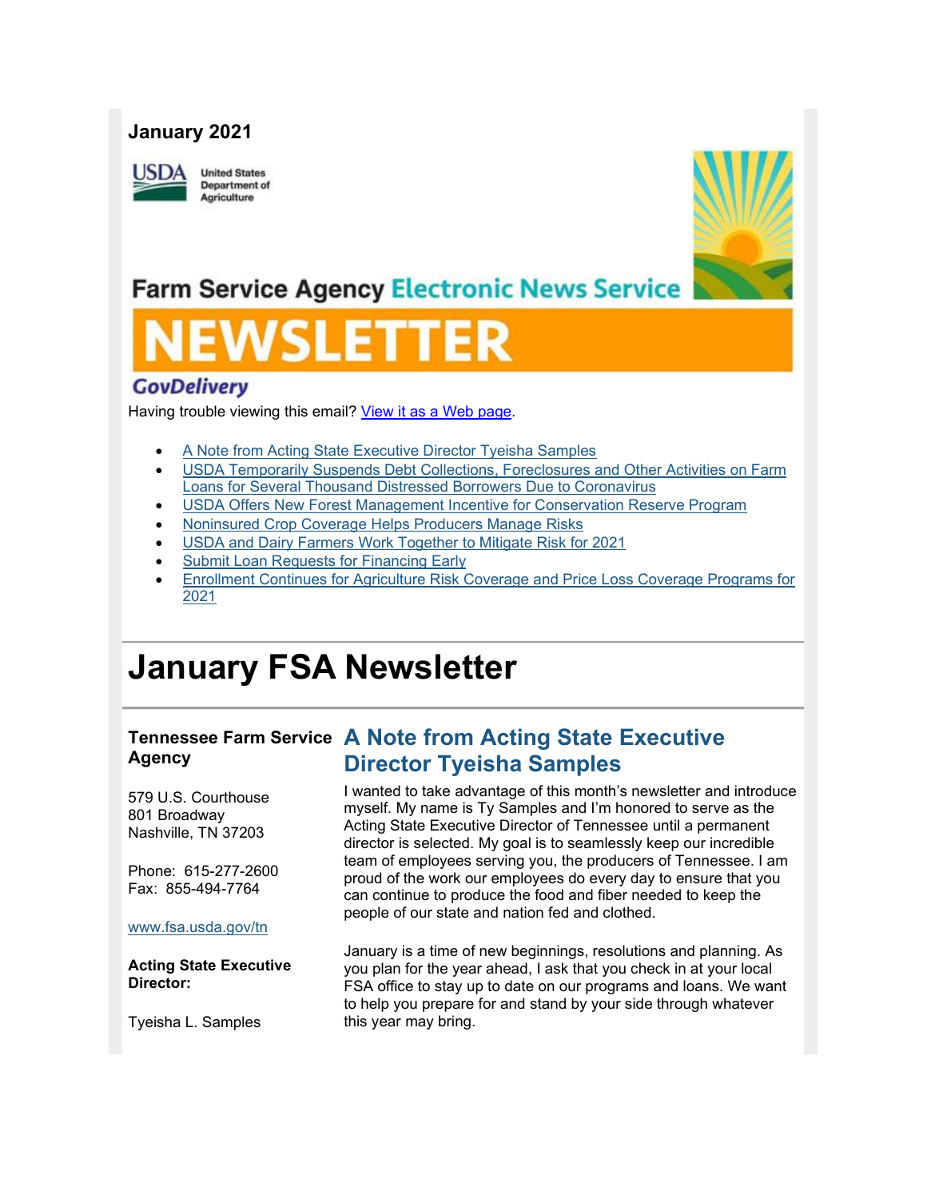**January 2021**

United States Department of Agriculture

Farm Service Agency Electronic News Service

# NEWSLETTER

GovDelivery

Having trouble viewing this email? [View it as a Web page](#).

- [A Note from Acting State Executive Director Tyeisha Samples](#)
- [USDA Temporarily Suspends Debt Collections, Foreclosures and Other Activities on Farm Loans for Several Thousand Distressed Borrowers Due to Coronavirus](#)
- [USDA Offers New Forest Management Incentive for Conservation Reserve Program](#)
- [Noninsured Crop Coverage Helps Producers Manage Risks](#)
- [USDA and Dairy Farmers Work Together to Mitigate Risk for 2021](#)
- [Submit Loan Requests for Financing Early](#)
- [Enrollment Continues for Agriculture Risk Coverage and Price Loss Coverage Programs for 2021](#)

# January FSA Newsletter

**Tennessee Farm Service Agency**

579 U.S. Courthouse
801 Broadway
Nashville, TN 37203

Phone: 615-277-2600
Fax: 855-494-7764

[www.fsa.usda.gov/tn](#)

**Acting State Executive Director:**

Tyeisha L. Samples

## A Note from Acting State Executive Director Tyeisha Samples

I wanted to take advantage of this month's newsletter and introduce myself. My name is Ty Samples and I'm honored to serve as the Acting State Executive Director of Tennessee until a permanent director is selected. My goal is to seamlessly keep our incredible team of employees serving you, the producers of Tennessee. I am proud of the work our employees do every day to ensure that you can continue to produce the food and fiber needed to keep the people of our state and nation fed and clothed.

January is a time of new beginnings, resolutions and planning. As you plan for the year ahead, I ask that you check in at your local FSA office to stay up to date on our programs and loans. We want to help you prepare for and stand by your side through whatever this year may bring.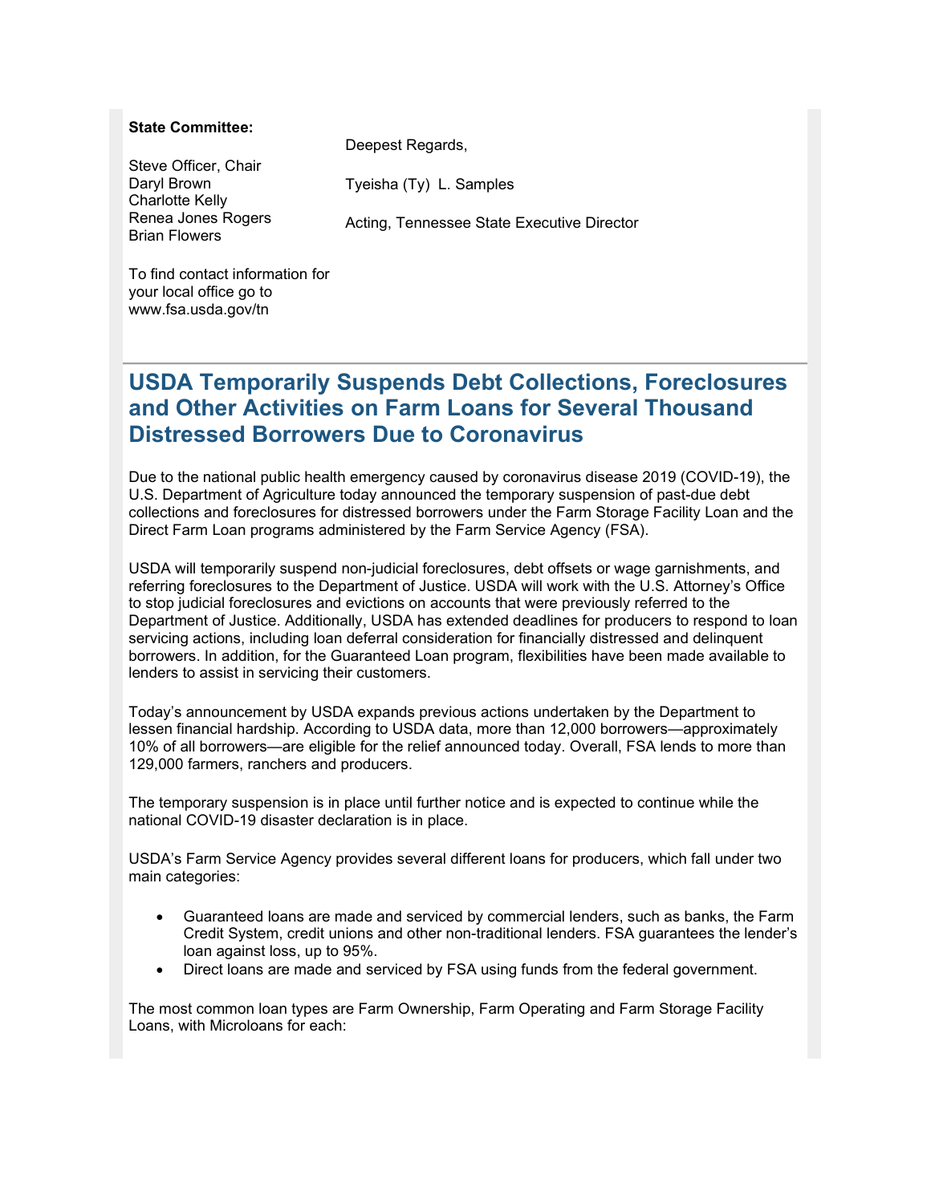**State Committee:**

Steve Officer, Chair
Daryl Brown
Charlotte Kelly
Renea Jones Rogers
Brian Flowers

To find contact information for your local office go to www.fsa.usda.gov/tn

Deepest Regards,

Tyeisha (Ty) L. Samples

Acting, Tennessee State Executive Director

## USDA Temporarily Suspends Debt Collections, Foreclosures and Other Activities on Farm Loans for Several Thousand Distressed Borrowers Due to Coronavirus

Due to the national public health emergency caused by coronavirus disease 2019 (COVID-19), the U.S. Department of Agriculture today announced the temporary suspension of past-due debt collections and foreclosures for distressed borrowers under the Farm Storage Facility Loan and the Direct Farm Loan programs administered by the Farm Service Agency (FSA).

USDA will temporarily suspend non-judicial foreclosures, debt offsets or wage garnishments, and referring foreclosures to the Department of Justice. USDA will work with the U.S. Attorney's Office to stop judicial foreclosures and evictions on accounts that were previously referred to the Department of Justice. Additionally, USDA has extended deadlines for producers to respond to loan servicing actions, including loan deferral consideration for financially distressed and delinquent borrowers. In addition, for the Guaranteed Loan program, flexibilities have been made available to lenders to assist in servicing their customers.

Today's announcement by USDA expands previous actions undertaken by the Department to lessen financial hardship. According to USDA data, more than 12,000 borrowers—approximately 10% of all borrowers—are eligible for the relief announced today. Overall, FSA lends to more than 129,000 farmers, ranchers and producers.

The temporary suspension is in place until further notice and is expected to continue while the national COVID-19 disaster declaration is in place.

USDA's Farm Service Agency provides several different loans for producers, which fall under two main categories:

- Guaranteed loans are made and serviced by commercial lenders, such as banks, the Farm Credit System, credit unions and other non-traditional lenders. FSA guarantees the lender's loan against loss, up to 95%.
- Direct loans are made and serviced by FSA using funds from the federal government.

The most common loan types are Farm Ownership, Farm Operating and Farm Storage Facility Loans, with Microloans for each: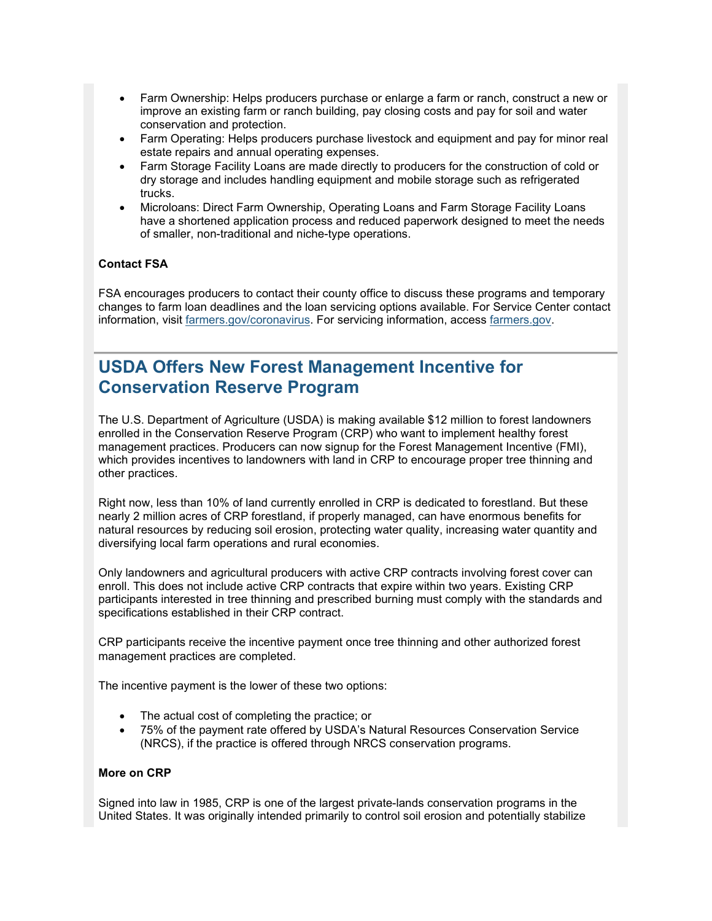- Farm Ownership: Helps producers purchase or enlarge a farm or ranch, construct a new or improve an existing farm or ranch building, pay closing costs and pay for soil and water conservation and protection.
- Farm Operating: Helps producers purchase livestock and equipment and pay for minor real estate repairs and annual operating expenses.
- Farm Storage Facility Loans are made directly to producers for the construction of cold or dry storage and includes handling equipment and mobile storage such as refrigerated trucks.
- Microloans: Direct Farm Ownership, Operating Loans and Farm Storage Facility Loans have a shortened application process and reduced paperwork designed to meet the needs of smaller, non-traditional and niche-type operations.

**Contact FSA**

FSA encourages producers to contact their county office to discuss these programs and temporary changes to farm loan deadlines and the loan servicing options available. For Service Center contact information, visit farmers.gov/coronavirus. For servicing information, access farmers.gov.

## USDA Offers New Forest Management Incentive for Conservation Reserve Program

The U.S. Department of Agriculture (USDA) is making available $12 million to forest landowners enrolled in the Conservation Reserve Program (CRP) who want to implement healthy forest management practices. Producers can now signup for the Forest Management Incentive (FMI), which provides incentives to landowners with land in CRP to encourage proper tree thinning and other practices.

Right now, less than 10% of land currently enrolled in CRP is dedicated to forestland. But these nearly 2 million acres of CRP forestland, if properly managed, can have enormous benefits for natural resources by reducing soil erosion, protecting water quality, increasing water quantity and diversifying local farm operations and rural economies.

Only landowners and agricultural producers with active CRP contracts involving forest cover can enroll. This does not include active CRP contracts that expire within two years. Existing CRP participants interested in tree thinning and prescribed burning must comply with the standards and specifications established in their CRP contract.

CRP participants receive the incentive payment once tree thinning and other authorized forest management practices are completed.

The incentive payment is the lower of these two options:

- The actual cost of completing the practice; or
- 75% of the payment rate offered by USDA's Natural Resources Conservation Service (NRCS), if the practice is offered through NRCS conservation programs.

**More on CRP**

Signed into law in 1985, CRP is one of the largest private-lands conservation programs in the United States. It was originally intended primarily to control soil erosion and potentially stabilize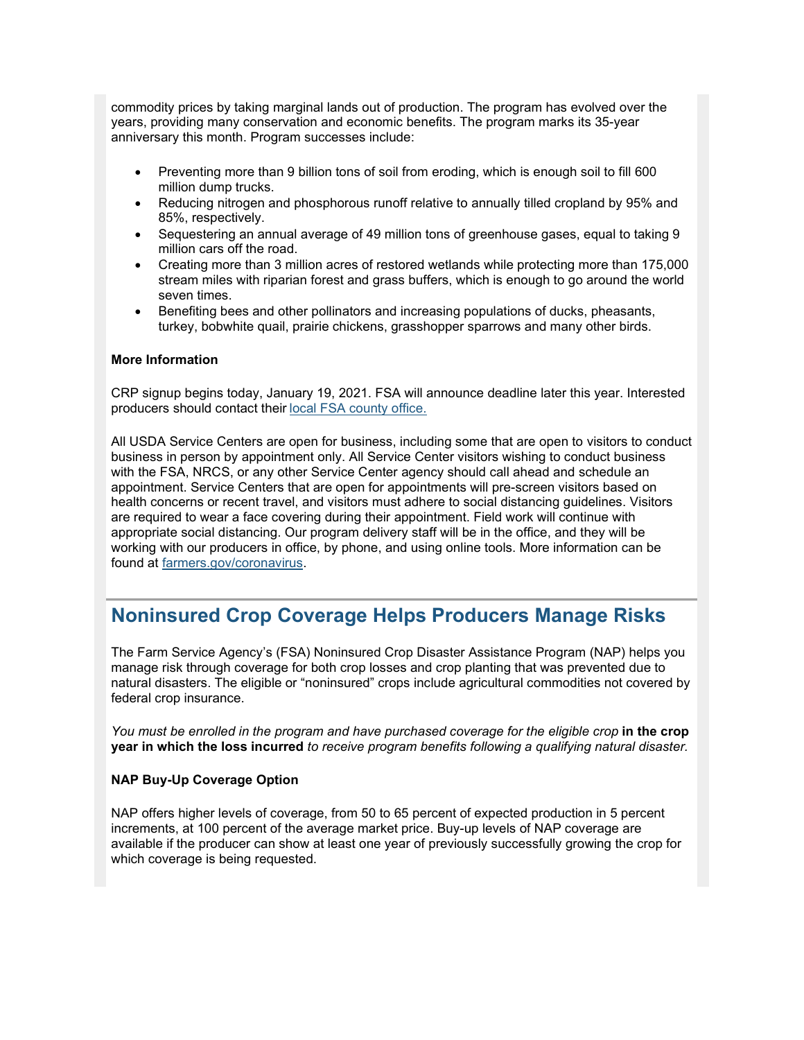commodity prices by taking marginal lands out of production. The program has evolved over the years, providing many conservation and economic benefits. The program marks its 35-year anniversary this month. Program successes include:

- Preventing more than 9 billion tons of soil from eroding, which is enough soil to fill 600 million dump trucks.
- Reducing nitrogen and phosphorous runoff relative to annually tilled cropland by 95% and 85%, respectively.
- Sequestering an annual average of 49 million tons of greenhouse gases, equal to taking 9 million cars off the road.
- Creating more than 3 million acres of restored wetlands while protecting more than 175,000 stream miles with riparian forest and grass buffers, which is enough to go around the world seven times.
- Benefiting bees and other pollinators and increasing populations of ducks, pheasants, turkey, bobwhite quail, prairie chickens, grasshopper sparrows and many other birds.

**More Information**

CRP signup begins today, January 19, 2021. FSA will announce deadline later this year. Interested producers should contact their local FSA county office.

All USDA Service Centers are open for business, including some that are open to visitors to conduct business in person by appointment only. All Service Center visitors wishing to conduct business with the FSA, NRCS, or any other Service Center agency should call ahead and schedule an appointment. Service Centers that are open for appointments will pre-screen visitors based on health concerns or recent travel, and visitors must adhere to social distancing guidelines. Visitors are required to wear a face covering during their appointment. Field work will continue with appropriate social distancing. Our program delivery staff will be in the office, and they will be working with our producers in office, by phone, and using online tools. More information can be found at farmers.gov/coronavirus.

## Noninsured Crop Coverage Helps Producers Manage Risks

The Farm Service Agency's (FSA) Noninsured Crop Disaster Assistance Program (NAP) helps you manage risk through coverage for both crop losses and crop planting that was prevented due to natural disasters. The eligible or "noninsured" crops include agricultural commodities not covered by federal crop insurance.

*You must be enrolled in the program and have purchased coverage for the eligible crop* **in the crop year in which the loss incurred** *to receive program benefits following a qualifying natural disaster.*

**NAP Buy-Up Coverage Option**

NAP offers higher levels of coverage, from 50 to 65 percent of expected production in 5 percent increments, at 100 percent of the average market price. Buy-up levels of NAP coverage are available if the producer can show at least one year of previously successfully growing the crop for which coverage is being requested.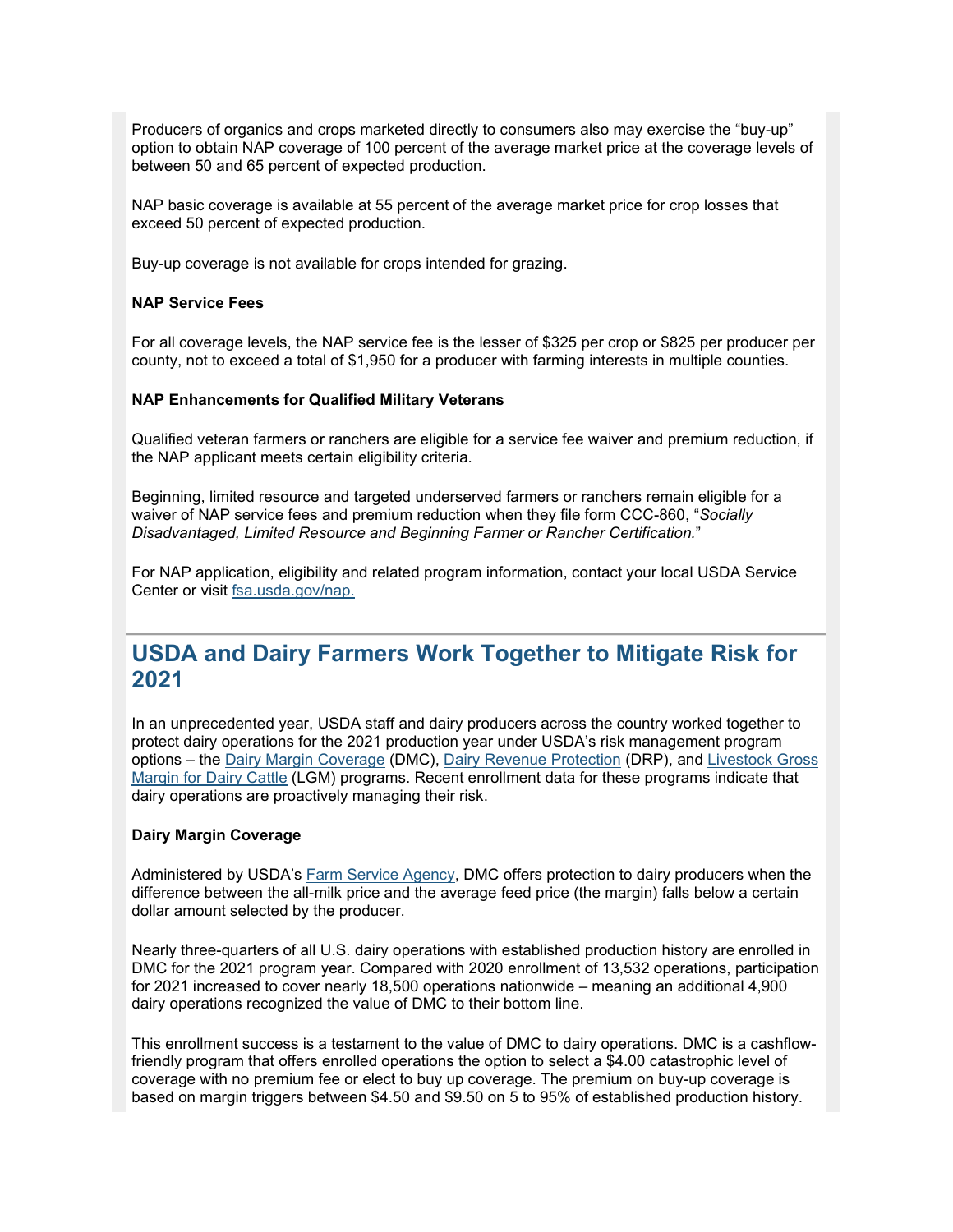Producers of organics and crops marketed directly to consumers also may exercise the "buy-up" option to obtain NAP coverage of 100 percent of the average market price at the coverage levels of between 50 and 65 percent of expected production.

NAP basic coverage is available at 55 percent of the average market price for crop losses that exceed 50 percent of expected production.

Buy-up coverage is not available for crops intended for grazing.

**NAP Service Fees**

For all coverage levels, the NAP service fee is the lesser of $325 per crop or $825 per producer per county, not to exceed a total of $1,950 for a producer with farming interests in multiple counties.

**NAP Enhancements for Qualified Military Veterans**

Qualified veteran farmers or ranchers are eligible for a service fee waiver and premium reduction, if the NAP applicant meets certain eligibility criteria.

Beginning, limited resource and targeted underserved farmers or ranchers remain eligible for a waiver of NAP service fees and premium reduction when they file form CCC-860, "*Socially Disadvantaged, Limited Resource and Beginning Farmer or Rancher Certification.*"

For NAP application, eligibility and related program information, contact your local USDA Service Center or visit [fsa.usda.gov/nap.](fsa.usda.gov/nap)

## USDA and Dairy Farmers Work Together to Mitigate Risk for 2021

In an unprecedented year, USDA staff and dairy producers across the country worked together to protect dairy operations for the 2021 production year under USDA's risk management program options – the Dairy Margin Coverage (DMC), Dairy Revenue Protection (DRP), and Livestock Gross Margin for Dairy Cattle (LGM) programs. Recent enrollment data for these programs indicate that dairy operations are proactively managing their risk.

**Dairy Margin Coverage**

Administered by USDA's Farm Service Agency, DMC offers protection to dairy producers when the difference between the all-milk price and the average feed price (the margin) falls below a certain dollar amount selected by the producer.

Nearly three-quarters of all U.S. dairy operations with established production history are enrolled in DMC for the 2021 program year. Compared with 2020 enrollment of 13,532 operations, participation for 2021 increased to cover nearly 18,500 operations nationwide – meaning an additional 4,900 dairy operations recognized the value of DMC to their bottom line.

This enrollment success is a testament to the value of DMC to dairy operations. DMC is a cashflow-friendly program that offers enrolled operations the option to select a $4.00 catastrophic level of coverage with no premium fee or elect to buy up coverage. The premium on buy-up coverage is based on margin triggers between $4.50 and $9.50 on 5 to 95% of established production history.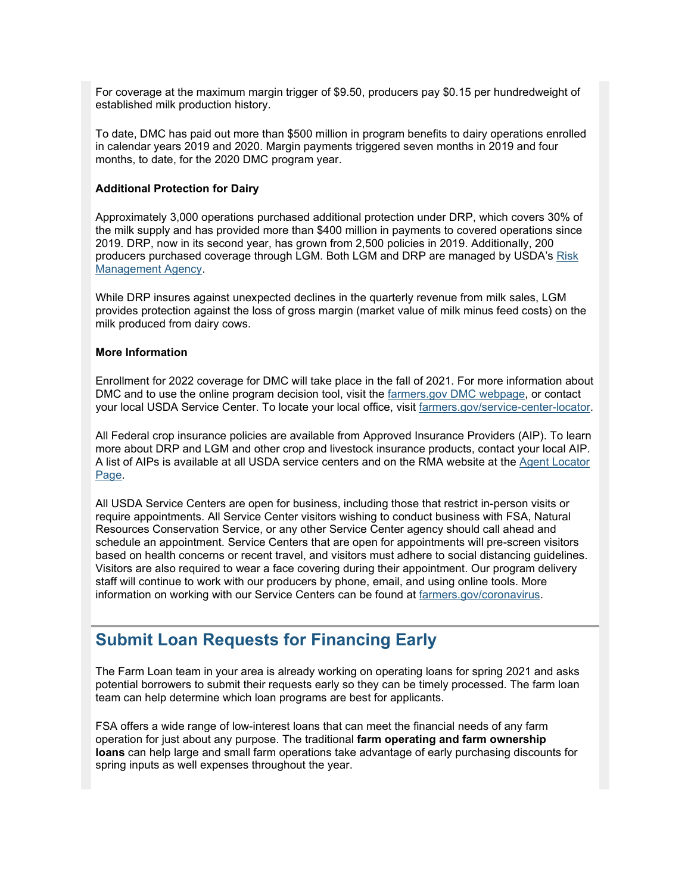For coverage at the maximum margin trigger of $9.50, producers pay $0.15 per hundredweight of established milk production history.

To date, DMC has paid out more than $500 million in program benefits to dairy operations enrolled in calendar years 2019 and 2020. Margin payments triggered seven months in 2019 and four months, to date, for the 2020 DMC program year.

**Additional Protection for Dairy**

Approximately 3,000 operations purchased additional protection under DRP, which covers 30% of the milk supply and has provided more than $400 million in payments to covered operations since 2019. DRP, now in its second year, has grown from 2,500 policies in 2019. Additionally, 200 producers purchased coverage through LGM. Both LGM and DRP are managed by USDA's [Risk Management Agency](#).

While DRP insures against unexpected declines in the quarterly revenue from milk sales, LGM provides protection against the loss of gross margin (market value of milk minus feed costs) on the milk produced from dairy cows.

**More Information**

Enrollment for 2022 coverage for DMC will take place in the fall of 2021. For more information about DMC and to use the online program decision tool, visit the [farmers.gov DMC webpage](#), or contact your local USDA Service Center. To locate your local office, visit [farmers.gov/service-center-locator](#).

All Federal crop insurance policies are available from Approved Insurance Providers (AIP). To learn more about DRP and LGM and other crop and livestock insurance products, contact your local AIP. A list of AIPs is available at all USDA service centers and on the RMA website at the [Agent Locator Page](#).

All USDA Service Centers are open for business, including those that restrict in-person visits or require appointments. All Service Center visitors wishing to conduct business with FSA, Natural Resources Conservation Service, or any other Service Center agency should call ahead and schedule an appointment. Service Centers that are open for appointments will pre-screen visitors based on health concerns or recent travel, and visitors must adhere to social distancing guidelines. Visitors are also required to wear a face covering during their appointment. Our program delivery staff will continue to work with our producers by phone, email, and using online tools. More information on working with our Service Centers can be found at [farmers.gov/coronavirus](#).

## Submit Loan Requests for Financing Early

The Farm Loan team in your area is already working on operating loans for spring 2021 and asks potential borrowers to submit their requests early so they can be timely processed. The farm loan team can help determine which loan programs are best for applicants.

FSA offers a wide range of low-interest loans that can meet the financial needs of any farm operation for just about any purpose. The traditional **farm operating and farm ownership loans** can help large and small farm operations take advantage of early purchasing discounts for spring inputs as well expenses throughout the year.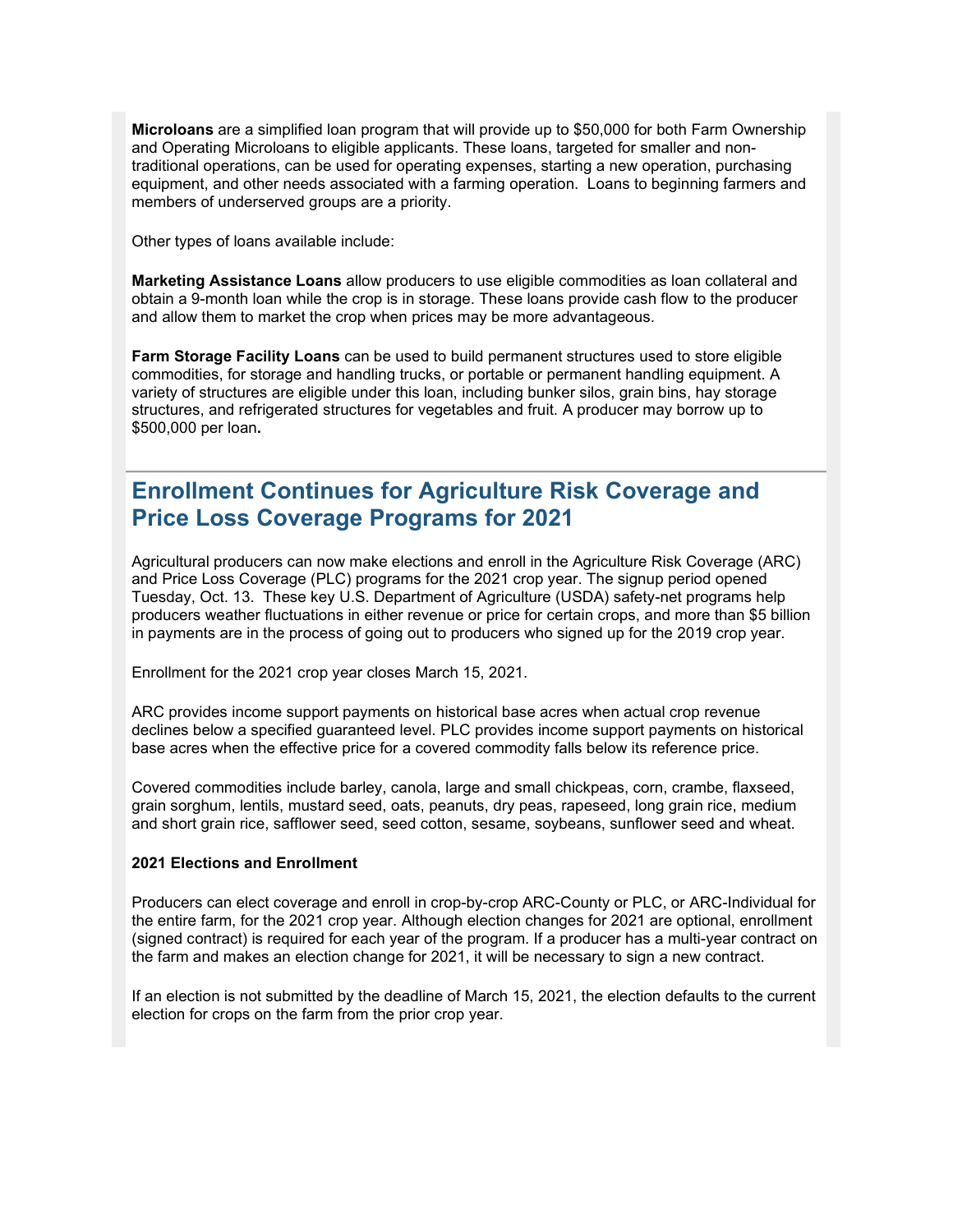**Microloans** are a simplified loan program that will provide up to $50,000 for both Farm Ownership and Operating Microloans to eligible applicants. These loans, targeted for smaller and non-traditional operations, can be used for operating expenses, starting a new operation, purchasing equipment, and other needs associated with a farming operation. Loans to beginning farmers and members of underserved groups are a priority.

Other types of loans available include:

**Marketing Assistance Loans** allow producers to use eligible commodities as loan collateral and obtain a 9-month loan while the crop is in storage. These loans provide cash flow to the producer and allow them to market the crop when prices may be more advantageous.

**Farm Storage Facility Loans** can be used to build permanent structures used to store eligible commodities, for storage and handling trucks, or portable or permanent handling equipment. A variety of structures are eligible under this loan, including bunker silos, grain bins, hay storage structures, and refrigerated structures for vegetables and fruit. A producer may borrow up to $500,000 per loan**.**

## Enrollment Continues for Agriculture Risk Coverage and Price Loss Coverage Programs for 2021

Agricultural producers can now make elections and enroll in the Agriculture Risk Coverage (ARC) and Price Loss Coverage (PLC) programs for the 2021 crop year. The signup period opened Tuesday, Oct. 13. These key U.S. Department of Agriculture (USDA) safety-net programs help producers weather fluctuations in either revenue or price for certain crops, and more than $5 billion in payments are in the process of going out to producers who signed up for the 2019 crop year.

Enrollment for the 2021 crop year closes March 15, 2021.

ARC provides income support payments on historical base acres when actual crop revenue declines below a specified guaranteed level. PLC provides income support payments on historical base acres when the effective price for a covered commodity falls below its reference price.

Covered commodities include barley, canola, large and small chickpeas, corn, crambe, flaxseed, grain sorghum, lentils, mustard seed, oats, peanuts, dry peas, rapeseed, long grain rice, medium and short grain rice, safflower seed, seed cotton, sesame, soybeans, sunflower seed and wheat.

**2021 Elections and Enrollment**

Producers can elect coverage and enroll in crop-by-crop ARC-County or PLC, or ARC-Individual for the entire farm, for the 2021 crop year. Although election changes for 2021 are optional, enrollment (signed contract) is required for each year of the program. If a producer has a multi-year contract on the farm and makes an election change for 2021, it will be necessary to sign a new contract.

If an election is not submitted by the deadline of March 15, 2021, the election defaults to the current election for crops on the farm from the prior crop year.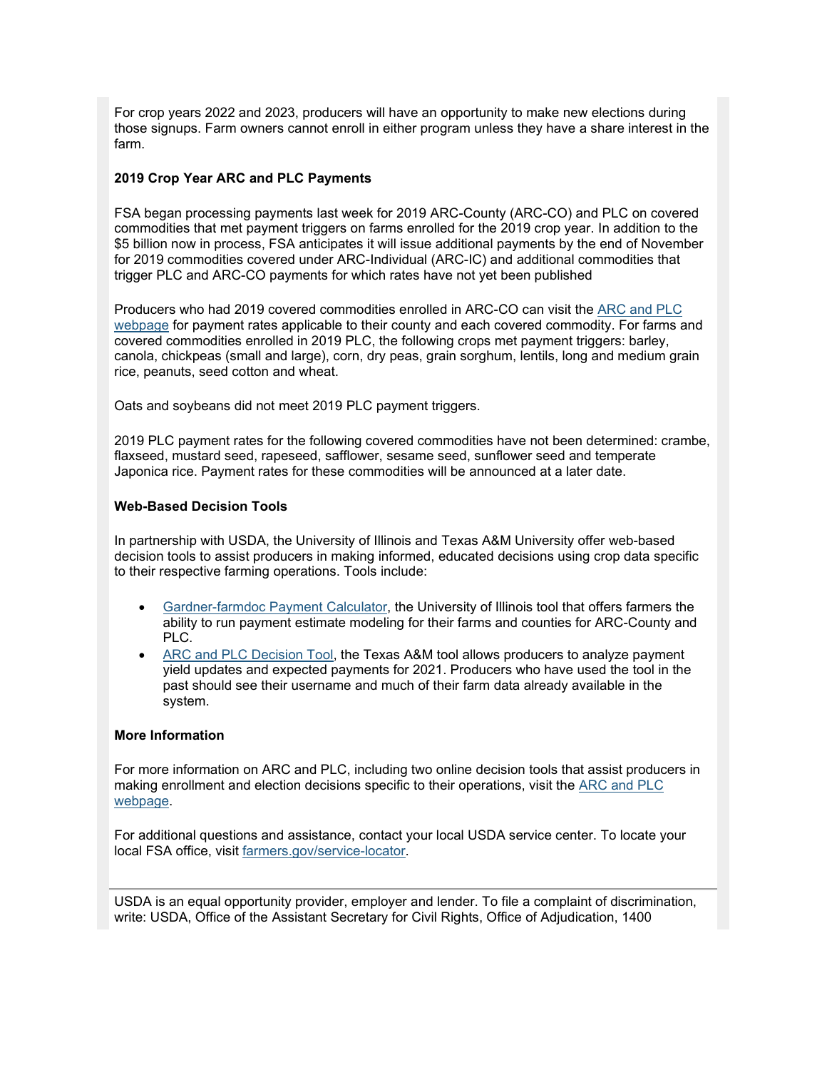For crop years 2022 and 2023, producers will have an opportunity to make new elections during those signups. Farm owners cannot enroll in either program unless they have a share interest in the farm.

**2019 Crop Year ARC and PLC Payments**

FSA began processing payments last week for 2019 ARC-County (ARC-CO) and PLC on covered commodities that met payment triggers on farms enrolled for the 2019 crop year. In addition to the $5 billion now in process, FSA anticipates it will issue additional payments by the end of November for 2019 commodities covered under ARC-Individual (ARC-IC) and additional commodities that trigger PLC and ARC-CO payments for which rates have not yet been published

Producers who had 2019 covered commodities enrolled in ARC-CO can visit the [ARC and PLC webpage] for payment rates applicable to their county and each covered commodity. For farms and covered commodities enrolled in 2019 PLC, the following crops met payment triggers: barley, canola, chickpeas (small and large), corn, dry peas, grain sorghum, lentils, long and medium grain rice, peanuts, seed cotton and wheat.

Oats and soybeans did not meet 2019 PLC payment triggers.

2019 PLC payment rates for the following covered commodities have not been determined: crambe, flaxseed, mustard seed, rapeseed, safflower, sesame seed, sunflower seed and temperate Japonica rice. Payment rates for these commodities will be announced at a later date.

**Web-Based Decision Tools**

In partnership with USDA, the University of Illinois and Texas A&M University offer web-based decision tools to assist producers in making informed, educated decisions using crop data specific to their respective farming operations. Tools include:

- Gardner-farmdoc Payment Calculator, the University of Illinois tool that offers farmers the ability to run payment estimate modeling for their farms and counties for ARC-County and PLC.
- ARC and PLC Decision Tool, the Texas A&M tool allows producers to analyze payment yield updates and expected payments for 2021. Producers who have used the tool in the past should see their username and much of their farm data already available in the system.

**More Information**

For more information on ARC and PLC, including two online decision tools that assist producers in making enrollment and election decisions specific to their operations, visit the ARC and PLC webpage.

For additional questions and assistance, contact your local USDA service center. To locate your local FSA office, visit farmers.gov/service-locator.

---

USDA is an equal opportunity provider, employer and lender. To file a complaint of discrimination, write: USDA, Office of the Assistant Secretary for Civil Rights, Office of Adjudication, 1400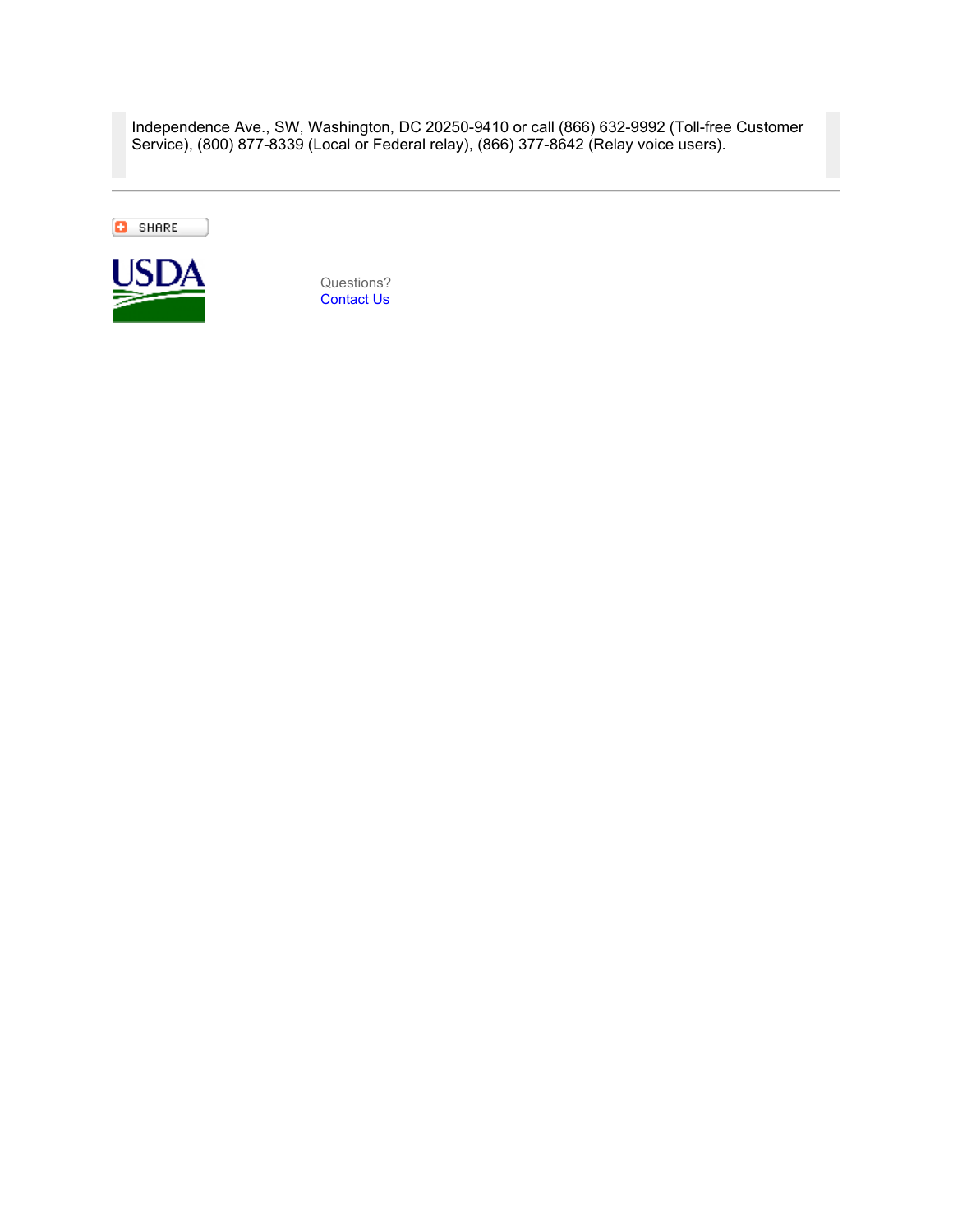Independence Ave., SW, Washington, DC 20250-9410 or call (866) 632-9992 (Toll-free Customer Service), (800) 877-8339 (Local or Federal relay), (866) 377-8642 (Relay voice users).

---

SHARE

USDA

Questions?
Contact Us